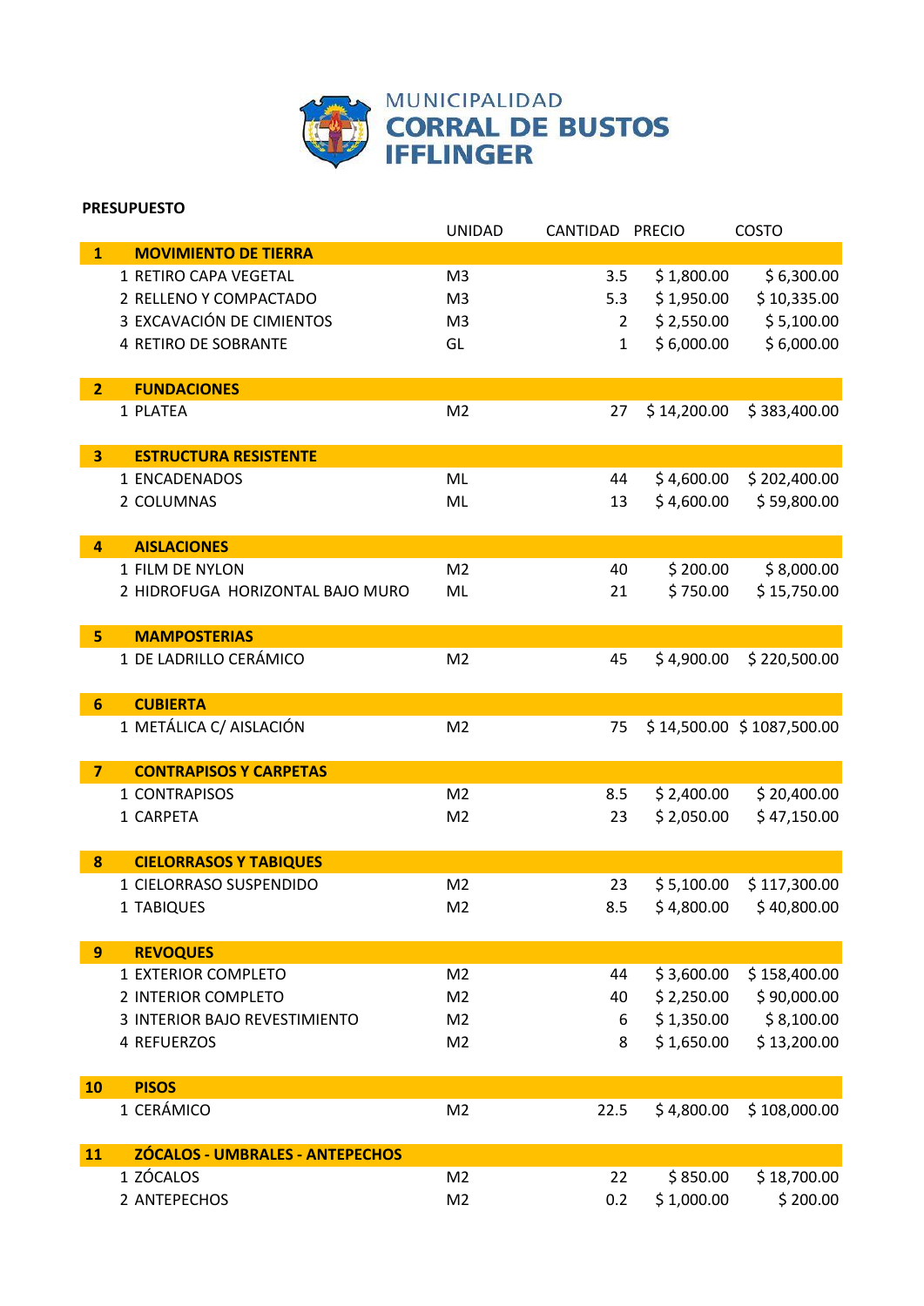MUNICIPALIDAD
**CORRAL DE BUSTOS IFFLINGER**

**PRESUPUESTO**

| | | UNIDAD | CANTIDAD | PRECIO | COSTO |
|---|---|---|---|---|---|
| **1** | **MOVIMIENTO DE TIERRA** | | | | |
| | 1 RETIRO CAPA VEGETAL | M3 | 3.5 | $ 1,800.00 | $ 6,300.00 |
| | 2 RELLENO Y COMPACTADO | M3 | 5.3 | $ 1,950.00 | $ 10,335.00 |
| | 3 EXCAVACIÓN DE CIMIENTOS | M3 | 2 | $ 2,550.00 | $ 5,100.00 |
| | 4 RETIRO DE SOBRANTE | GL | 1 | $ 6,000.00 | $ 6,000.00 |
| **2** | **FUNDACIONES** | | | | |
| | 1 PLATEA | M2 | 27 | $ 14,200.00 | $ 383,400.00 |
| **3** | **ESTRUCTURA RESISTENTE** | | | | |
| | 1 ENCADENADOS | ML | 44 | $ 4,600.00 | $ 202,400.00 |
| | 2 COLUMNAS | ML | 13 | $ 4,600.00 | $ 59,800.00 |
| **4** | **AISLACIONES** | | | | |
| | 1 FILM DE NYLON | M2 | 40 | $ 200.00 | $ 8,000.00 |
| | 2 HIDROFUGA HORIZONTAL BAJO MURO | ML | 21 | $ 750.00 | $ 15,750.00 |
| **5** | **MAMPOSTERIAS** | | | | |
| | 1 DE LADRILLO CERÁMICO | M2 | 45 | $ 4,900.00 | $ 220,500.00 |
| **6** | **CUBIERTA** | | | | |
| | 1 METÁLICA C/ AISLACIÓN | M2 | 75 | $ 14,500.00 | $ 1087,500.00 |
| **7** | **CONTRAPISOS Y CARPETAS** | | | | |
| | 1 CONTRAPISOS | M2 | 8.5 | $ 2,400.00 | $ 20,400.00 |
| | 1 CARPETA | M2 | 23 | $ 2,050.00 | $ 47,150.00 |
| **8** | **CIELORRASOS Y TABIQUES** | | | | |
| | 1 CIELORRASO SUSPENDIDO | M2 | 23 | $ 5,100.00 | $ 117,300.00 |
| | 1 TABIQUES | M2 | 8.5 | $ 4,800.00 | $ 40,800.00 |
| **9** | **REVOQUES** | | | | |
| | 1 EXTERIOR COMPLETO | M2 | 44 | $ 3,600.00 | $ 158,400.00 |
| | 2 INTERIOR COMPLETO | M2 | 40 | $ 2,250.00 | $ 90,000.00 |
| | 3 INTERIOR BAJO REVESTIMIENTO | M2 | 6 | $ 1,350.00 | $ 8,100.00 |
| | 4 REFUERZOS | M2 | 8 | $ 1,650.00 | $ 13,200.00 |
| **10** | **PISOS** | | | | |
| | 1 CERÁMICO | M2 | 22.5 | $ 4,800.00 | $ 108,000.00 |
| **11** | **ZÓCALOS - UMBRALES - ANTEPECHOS** | | | | |
| | 1 ZÓCALOS | M2 | 22 | $ 850.00 | $ 18,700.00 |
| | 2 ANTEPECHOS | M2 | 0.2 | $ 1,000.00 | $ 200.00 |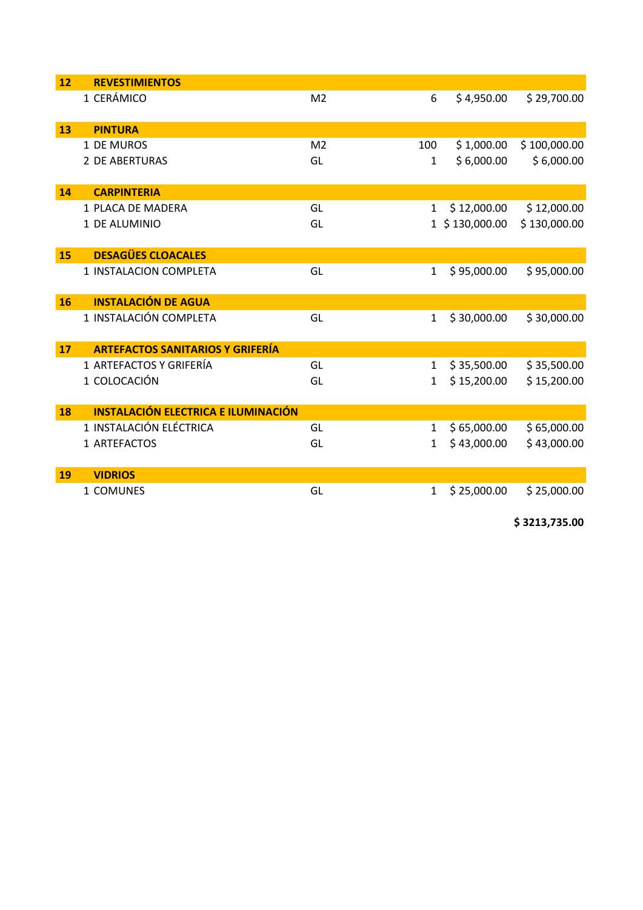| | | | | | |
|---|---|---|---|---|---|
| **12** | **REVESTIMIENTOS** | | | | |
| | 1 CERÁMICO | M2 | 6 | $ 4,950.00 | $ 29,700.00 |
| | | | | | |
| **13** | **PINTURA** | | | | |
| | 1 DE MUROS | M2 | 100 | $ 1,000.00 | $ 100,000.00 |
| | 2 DE ABERTURAS | GL | 1 | $ 6,000.00 | $ 6,000.00 |
| | | | | | |
| **14** | **CARPINTERIA** | | | | |
| | 1 PLACA DE MADERA | GL | 1 | $ 12,000.00 | $ 12,000.00 |
| | 1 DE ALUMINIO | GL | 1 | $ 130,000.00 | $ 130,000.00 |
| | | | | | |
| **15** | **DESAGÜES CLOACALES** | | | | |
| | 1 INSTALACION COMPLETA | GL | 1 | $ 95,000.00 | $ 95,000.00 |
| | | | | | |
| **16** | **INSTALACIÓN DE AGUA** | | | | |
| | 1 INSTALACIÓN COMPLETA | GL | 1 | $ 30,000.00 | $ 30,000.00 |
| | | | | | |
| **17** | **ARTEFACTOS SANITARIOS Y GRIFERÍA** | | | | |
| | 1 ARTEFACTOS Y GRIFERÍA | GL | 1 | $ 35,500.00 | $ 35,500.00 |
| | 1 COLOCACIÓN | GL | 1 | $ 15,200.00 | $ 15,200.00 |
| | | | | | |
| **18** | **INSTALACIÓN ELECTRICA E ILUMINACIÓN** | | | | |
| | 1 INSTALACIÓN ELÉCTRICA | GL | 1 | $ 65,000.00 | $ 65,000.00 |
| | 1 ARTEFACTOS | GL | 1 | $ 43,000.00 | $ 43,000.00 |
| | | | | | |
| **19** | **VIDRIOS** | | | | |
| | 1 COMUNES | GL | 1 | $ 25,000.00 | $ 25,000.00 |
| | | | | | |
| | | | | | **$ 3213,735.00** |